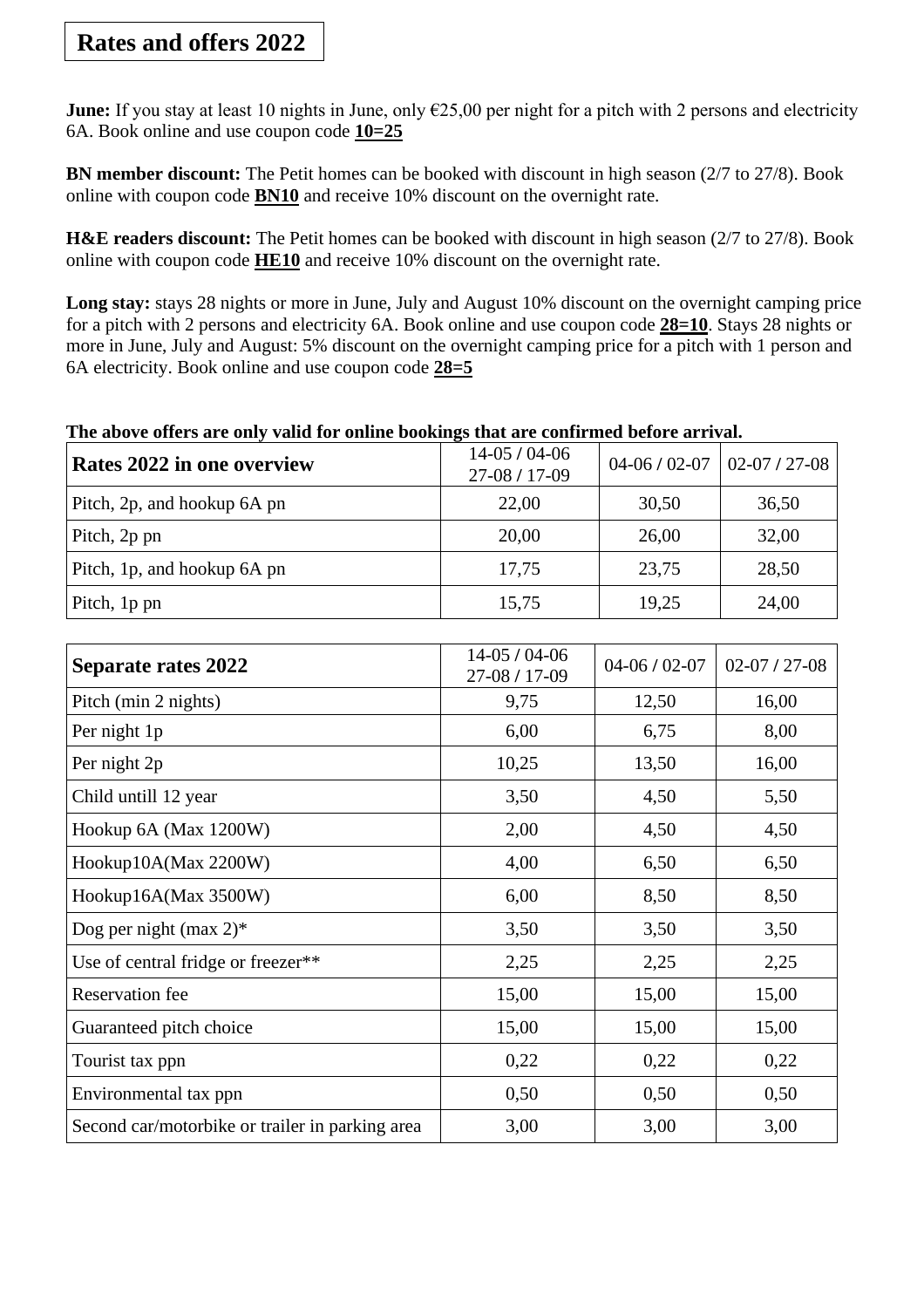# Rates and offers 2022

**June:** If you stay at least 10 nights in June, only €25,00 per night for a pitch with 2 persons and electricity 6A. Book online and use coupon code **10=25**

**BN member discount:** The Petit homes can be booked with discount in high season (2/7 to 27/8). Book online with coupon code **BN10** and receive 10% discount on the overnight rate.

**H&E readers discount:** The Petit homes can be booked with discount in high season (2/7 to 27/8). Book online with coupon code **HE10** and receive 10% discount on the overnight rate.

**Long stay:** stays 28 nights or more in June, July and August 10% discount on the overnight camping price for a pitch with 2 persons and electricity 6A. Book online and use coupon code **28=10**. Stays 28 nights or more in June, July and August: 5% discount on the overnight camping price for a pitch with 1 person and 6A electricity. Book online and use coupon code **28=5**

**The above offers are only valid for online bookings that are confirmed before arrival.**

| **Rates 2022 in one overview** | 14-05 / 04-06 27-08 / 17-09 | 04-06 / 02-07 | 02-07 / 27-08 |
|---|---|---|---|
| Pitch, 2p, and hookup 6A pn | 22,00 | 30,50 | 36,50 |
| Pitch, 2p pn | 20,00 | 26,00 | 32,00 |
| Pitch, 1p, and hookup 6A pn | 17,75 | 23,75 | 28,50 |
| Pitch, 1p pn | 15,75 | 19,25 | 24,00 |

| **Separate rates 2022** | 14-05 / 04-06 27-08 / 17-09 | 04-06 / 02-07 | 02-07 / 27-08 |
|---|---|---|---|
| Pitch (min 2 nights) | 9,75 | 12,50 | 16,00 |
| Per night 1p | 6,00 | 6,75 | 8,00 |
| Per night 2p | 10,25 | 13,50 | 16,00 |
| Child untill 12 year | 3,50 | 4,50 | 5,50 |
| Hookup 6A (Max 1200W) | 2,00 | 4,50 | 4,50 |
| Hookup10A(Max 2200W) | 4,00 | 6,50 | 6,50 |
| Hookup16A(Max 3500W) | 6,00 | 8,50 | 8,50 |
| Dog per night (max 2)* | 3,50 | 3,50 | 3,50 |
| Use of central fridge or freezer** | 2,25 | 2,25 | 2,25 |
| Reservation fee | 15,00 | 15,00 | 15,00 |
| Guaranteed pitch choice | 15,00 | 15,00 | 15,00 |
| Tourist tax ppn | 0,22 | 0,22 | 0,22 |
| Environmental tax ppn | 0,50 | 0,50 | 0,50 |
| Second car/motorbike or trailer in parking area | 3,00 | 3,00 | 3,00 |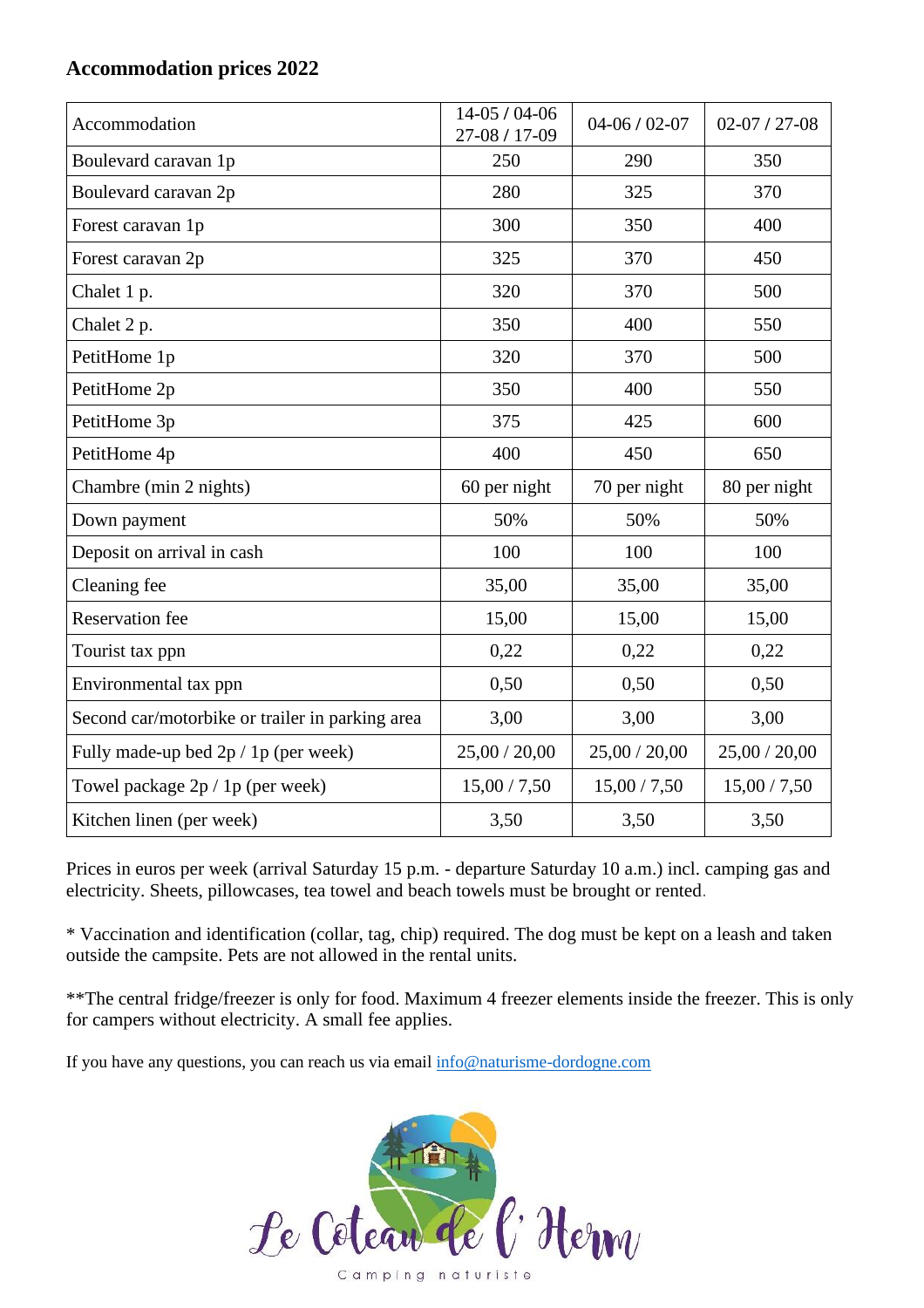## Accommodation prices 2022

| Accommodation | 14-05 / 04-06<br>27-08 / 17-09 | 04-06 / 02-07 | 02-07 / 27-08 |
|---|---|---|---|
| Boulevard caravan 1p | 250 | 290 | 350 |
| Boulevard caravan 2p | 280 | 325 | 370 |
| Forest caravan 1p | 300 | 350 | 400 |
| Forest caravan 2p | 325 | 370 | 450 |
| Chalet 1 p. | 320 | 370 | 500 |
| Chalet 2 p. | 350 | 400 | 550 |
| PetitHome 1p | 320 | 370 | 500 |
| PetitHome 2p | 350 | 400 | 550 |
| PetitHome 3p | 375 | 425 | 600 |
| PetitHome 4p | 400 | 450 | 650 |
| Chambre (min 2 nights) | 60 per night | 70 per night | 80 per night |
| Down payment | 50% | 50% | 50% |
| Deposit on arrival in cash | 100 | 100 | 100 |
| Cleaning fee | 35,00 | 35,00 | 35,00 |
| Reservation fee | 15,00 | 15,00 | 15,00 |
| Tourist tax ppn | 0,22 | 0,22 | 0,22 |
| Environmental tax ppn | 0,50 | 0,50 | 0,50 |
| Second car/motorbike or trailer in parking area | 3,00 | 3,00 | 3,00 |
| Fully made-up bed 2p / 1p (per week) | 25,00 / 20,00 | 25,00 / 20,00 | 25,00 / 20,00 |
| Towel package 2p / 1p (per week) | 15,00 / 7,50 | 15,00 / 7,50 | 15,00 / 7,50 |
| Kitchen linen (per week) | 3,50 | 3,50 | 3,50 |

Prices in euros per week (arrival Saturday 15 p.m. - departure Saturday 10 a.m.) incl. camping gas and electricity. Sheets, pillowcases, tea towel and beach towels must be brought or rented.

* Vaccination and identification (collar, tag, chip) required. The dog must be kept on a leash and taken outside the campsite. Pets are not allowed in the rental units.

**The central fridge/freezer is only for food. Maximum 4 freezer elements inside the freezer. This is only for campers without electricity. A small fee applies.

If you have any questions, you can reach us via email info@naturisme-dordogne.com

Le Coteau de l'Herm

Camping naturiste